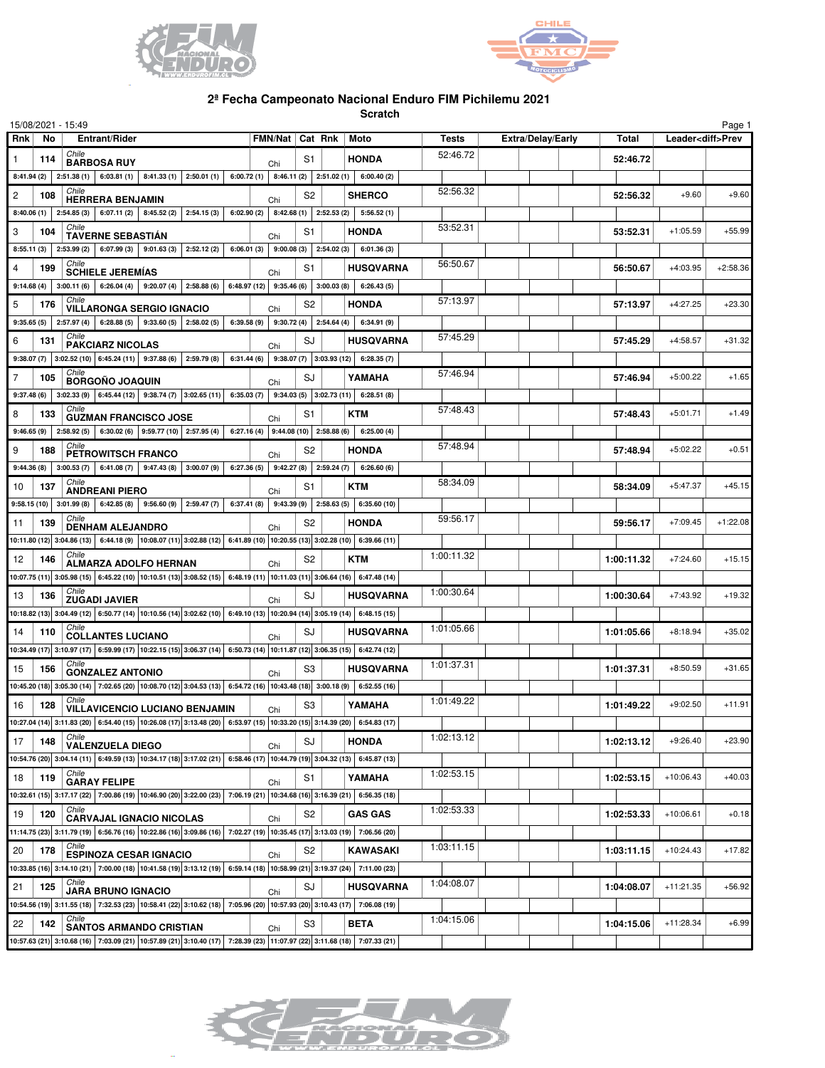## 2ª Fecha Campeonato Nacional Enduro FIM Pichilemu 2021

### Scratch

15/08/2021 - 15:49

| Rnk | No | Entrant/Rider | FMN/Nat | Cat | Rnk | Moto | Tests | Extra/Delay/Early | Total | Leader<diff>Prev | |
|---|---|---|---|---|---|---|---|---|---|---|---|
| 1 | 114 | Chile BARBOSA RUY | Chi | S1 | | HONDA | 52:46.72 | | 52:46.72 | | |
| | | 8:41.94 (2) · 2:51.38 (1) · 6:03.81 (1) · 8:41.33 (1) · 2:50.01 (1) · 6:00.72 (1) · 8:46.11 (2) · 2:51.02 (1) · 6:00.40 (2) | | | | | | | | | |
| 2 | 108 | Chile HERRERA BENJAMIN | Chi | S2 | | SHERCO | 52:56.32 | | 52:56.32 | +9.60 | +9.60 |
| | | 8:40.06 (1) · 2:54.85 (3) · 6:07.11 (2) · 8:45.52 (2) · 2:54.15 (3) · 6:02.90 (2) · 8:42.68 (1) · 2:52.53 (2) · 5:56.52 (1) | | | | | | | | | |
| 3 | 104 | Chile TAVERNE SEBASTIÁN | Chi | S1 | | HONDA | 53:52.31 | | 53:52.31 | +1:05.59 | +55.99 |
| | | 8:55.11 (3) · 2:53.99 (2) · 6:07.99 (3) · 9:01.63 (3) · 2:52.12 (2) · 6:06.01 (3) · 9:00.08 (3) · 2:54.02 (3) · 6:01.36 (3) | | | | | | | | | |
| 4 | 199 | Chile SCHIELE JEREMÍAS | Chi | S1 | | HUSQVARNA | 56:50.67 | | 56:50.67 | +4:03.95 | +2:58.36 |
| | | 9:14.68 (4) · 3:00.11 (6) · 6:26.04 (4) · 9:20.07 (4) · 2:58.88 (6) · 6:48.97 (12) · 9:35.46 (6) · 3:00.03 (8) · 6:26.43 (5) | | | | | | | | | |
| 5 | 176 | Chile VILLARONGA SERGIO IGNACIO | Chi | S2 | | HONDA | 57:13.97 | | 57:13.97 | +4:27.25 | +23.30 |
| | | 9:35.65 (5) · 2:57.97 (4) · 6:28.88 (5) · 9:33.60 (5) · 2:58.02 (5) · 6:39.58 (9) · 9:30.72 (4) · 2:54.64 (4) · 6:34.91 (9) | | | | | | | | | |
| 6 | 131 | Chile PAKCIARZ NICOLAS | Chi | SJ | | HUSQVARNA | 57:45.29 | | 57:45.29 | +4:58.57 | +31.32 |
| | | 9:38.07 (7) · 3:02.52 (10) · 6:45.24 (11) · 9:37.88 (6) · 2:59.79 (8) · 6:31.44 (6) · 9:38.07 (7) · 3:03.93 (12) · 6:28.35 (7) | | | | | | | | | |
| 7 | 105 | Chile BORGOÑO JOAQUIN | Chi | SJ | | YAMAHA | 57:46.94 | | 57:46.94 | +5:00.22 | +1.65 |
| | | 9:37.48 (6) · 3:02.33 (9) · 6:45.44 (12) · 9:38.74 (7) · 3:02.65 (11) · 6:35.03 (7) · 9:34.03 (5) · 3:02.73 (11) · 6:28.51 (8) | | | | | | | | | |
| 8 | 133 | Chile GUZMAN FRANCISCO JOSE | Chi | S1 | | KTM | 57:48.43 | | 57:48.43 | +5:01.71 | +1.49 |
| | | 9:46.65 (9) · 2:58.92 (5) · 6:30.02 (6) · 9:59.77 (10) · 2:57.95 (4) · 6:27.16 (4) · 9:44.08 (10) · 2:58.88 (6) · 6:25.00 (4) | | | | | | | | | |
| 9 | 188 | Chile PETROWITSCH FRANCO | Chi | S2 | | HONDA | 57:48.94 | | 57:48.94 | +5:02.22 | +0.51 |
| | | 9:44.36 (8) · 3:00.53 (7) · 6:41.08 (7) · 9:47.43 (8) · 3:00.07 (9) · 6:27.36 (5) · 9:42.27 (8) · 2:59.24 (7) · 6:26.60 (6) | | | | | | | | | |
| 10 | 137 | Chile ANDREANI PIERO | Chi | S1 | | KTM | 58:34.09 | | 58:34.09 | +5:47.37 | +45.15 |
| | | 9:58.15 (10) · 3:01.99 (8) · 6:42.85 (8) · 9:56.60 (9) · 2:59.47 (7) · 6:37.41 (8) · 9:43.39 (9) · 2:58.63 (5) · 6:35.60 (10) | | | | | | | | | |
| 11 | 139 | Chile DENHAM ALEJANDRO | Chi | S2 | | HONDA | 59:56.17 | | 59:56.17 | +7:09.45 | +1:22.08 |
| | | 10:11.80 (12) · 3:04.86 (13) · 6:44.18 (9) · 10:08.07 (11) · 3:02.88 (12) · 6:41.89 (10) · 10:20.55 (13) · 3:02.28 (10) · 6:39.66 (11) | | | | | | | | | |
| 12 | 146 | Chile ALMARZA ADOLFO HERNAN | Chi | S2 | | KTM | 1:00:11.32 | | 1:00:11.32 | +7:24.60 | +15.15 |
| | | 10:07.75 (11) · 3:05.98 (15) · 6:45.22 (10) · 10:10.51 (13) · 3:08.52 (15) · 6:48.19 (11) · 10:11.03 (11) · 3:06.64 (16) · 6:47.48 (14) | | | | | | | | | |
| 13 | 136 | Chile ZUGADI JAVIER | Chi | SJ | | HUSQVARNA | 1:00:30.64 | | 1:00:30.64 | +7:43.92 | +19.32 |
| | | 10:18.82 (13) · 3:04.49 (12) · 6:50.77 (14) · 10:10.56 (14) · 3:02.62 (10) · 6:49.10 (13) · 10:20.94 (14) · 3:05.19 (14) · 6:48.15 (15) | | | | | | | | | |
| 14 | 110 | Chile COLLANTES LUCIANO | Chi | SJ | | HUSQVARNA | 1:01:05.66 | | 1:01:05.66 | +8:18.94 | +35.02 |
| | | 10:34.49 (17) · 3:10.97 (17) · 6:59.99 (17) · 10:22.15 (15) · 3:06.37 (14) · 6:50.73 (14) · 10:11.87 (12) · 3:06.35 (15) · 6:42.74 (12) | | | | | | | | | |
| 15 | 156 | Chile GONZALEZ ANTONIO | Chi | S3 | | HUSQVARNA | 1:01:37.31 | | 1:01:37.31 | +8:50.59 | +31.65 |
| | | 10:45.20 (18) · 3:05.30 (14) · 7:02.65 (20) · 10:08.70 (12) · 3:04.53 (13) · 6:54.72 (16) · 10:43.48 (18) · 3:00.18 (9) · 6:52.55 (16) | | | | | | | | | |
| 16 | 128 | Chile VILLAVICENCIO LUCIANO BENJAMIN | Chi | S3 | | YAMAHA | 1:01:49.22 | | 1:01:49.22 | +9:02.50 | +11.91 |
| | | 10:27.04 (14) · 3:11.83 (20) · 6:54.40 (15) · 10:26.08 (17) · 3:13.48 (20) · 6:53.97 (15) · 10:33.20 (15) · 3:14.39 (20) · 6:54.83 (17) | | | | | | | | | |
| 17 | 148 | Chile VALENZUELA DIEGO | Chi | SJ | | HONDA | 1:02:13.12 | | 1:02:13.12 | +9:26.40 | +23.90 |
| | | 10:54.76 (20) · 3:04.14 (11) · 6:49.59 (13) · 10:34.17 (18) · 3:17.02 (21) · 6:58.46 (17) · 10:44.79 (19) · 3:04.32 (13) · 6:45.87 (13) | | | | | | | | | |
| 18 | 119 | Chile GARAY FELIPE | Chi | S1 | | YAMAHA | 1:02:53.15 | | 1:02:53.15 | +10:06.43 | +40.03 |
| | | 10:32.61 (15) · 3:17.17 (22) · 7:00.86 (19) · 10:46.90 (20) · 3:22.00 (23) · 7:06.19 (21) · 10:34.68 (16) · 3:16.39 (21) · 6:56.35 (18) | | | | | | | | | |
| 19 | 120 | Chile CARVAJAL IGNACIO NICOLAS | Chi | S2 | | GAS GAS | 1:02:53.33 | | 1:02:53.33 | +10:06.61 | +0.18 |
| | | 11:14.75 (23) · 3:11.79 (19) · 6:56.76 (16) · 10:22.86 (16) · 3:09.86 (16) · 7:02.27 (19) · 10:35.45 (17) · 3:13.03 (19) · 7:06.56 (20) | | | | | | | | | |
| 20 | 178 | Chile ESPINOZA CESAR IGNACIO | Chi | S2 | | KAWASAKI | 1:03:11.15 | | 1:03:11.15 | +10:24.43 | +17.82 |
| | | 10:33.85 (16) · 3:14.10 (21) · 7:00.00 (18) · 10:41.58 (19) · 3:13.12 (19) · 6:59.14 (18) · 10:58.99 (21) · 3:19.37 (24) · 7:11.00 (23) | | | | | | | | | |
| 21 | 125 | Chile JARA BRUNO IGNACIO | Chi | SJ | | HUSQVARNA | 1:04:08.07 | | 1:04:08.07 | +11:21.35 | +56.92 |
| | | 10:54.56 (19) · 3:11.55 (18) · 7:32.53 (23) · 10:58.41 (22) · 3:10.62 (18) · 7:05.96 (20) · 10:57.93 (20) · 3:10.43 (17) · 7:06.08 (19) | | | | | | | | | |
| 22 | 142 | Chile SANTOS ARMANDO CRISTIAN | Chi | S3 | | BETA | 1:04:15.06 | | 1:04:15.06 | +11:28.34 | +6.99 |
| | | 10:57.63 (21) · 3:10.68 (16) · 7:03.09 (21) · 10:57.89 (21) · 3:10.40 (17) · 7:28.39 (23) · 11:07.97 (22) · 3:11.68 (18) · 7:07.33 (21) | | | | | | | | | |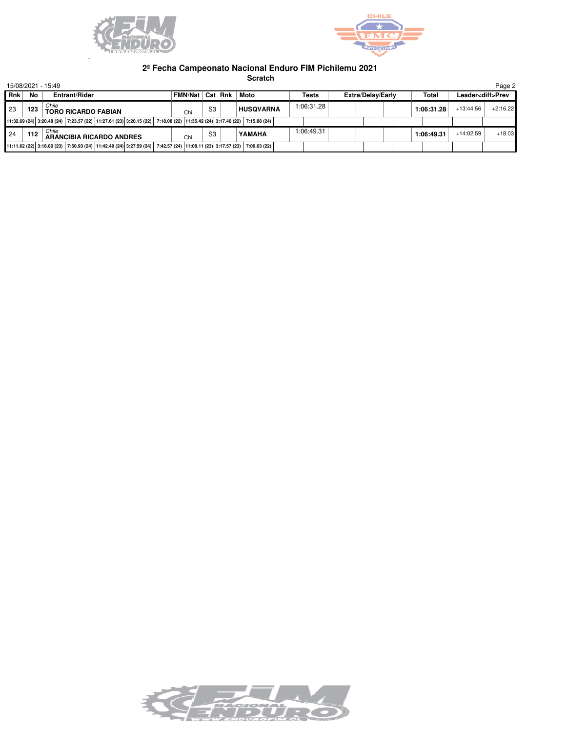## 2ª Fecha Campeonato Nacional Enduro FIM Pichilemu 2021

**Scratch**

15/08/2021 - 15:49

| Rnk | No | Entrant/Rider | FMN/Nat | Cat | Rnk | Moto | Tests | Extra/Delay/Early | Total | Leader<diff>Prev | |
|---|---|---|---|---|---|---|---|---|---|---|---|
| 23 | 123 | *Chile* **TORO RICARDO FABIAN** | Chi | S3 | | **HUSQVARNA** | 1:06:31.28 | | **1:06:31.28** | +13:44.56 | +2:16.22 |
| 11:32.69 (24) | 3:20.48 (24) | 7:23.57 (22) | 11:27.61 (23) | 3:20.15 (22) | 7:18.08 (22) | 11:35.42 (24) | 3:17.40 (22) | 7:15.88 (24) | | | |
| 24 | 112 | *Chile* **ARANCIBIA RICARDO ANDRES** | Chi | S3 | | **YAMAHA** | 1:06:49.31 | | **1:06:49.31** | +14:02.59 | +18.03 |
| 11:11.62 (22) | 3:18.80 (23) | 7:50.93 (24) | 11:42.49 (24) | 3:27.59 (24) | 7:42.57 (24) | 11:08.11 (23) | 3:17.57 (23) | 7:09.63 (22) | | | |